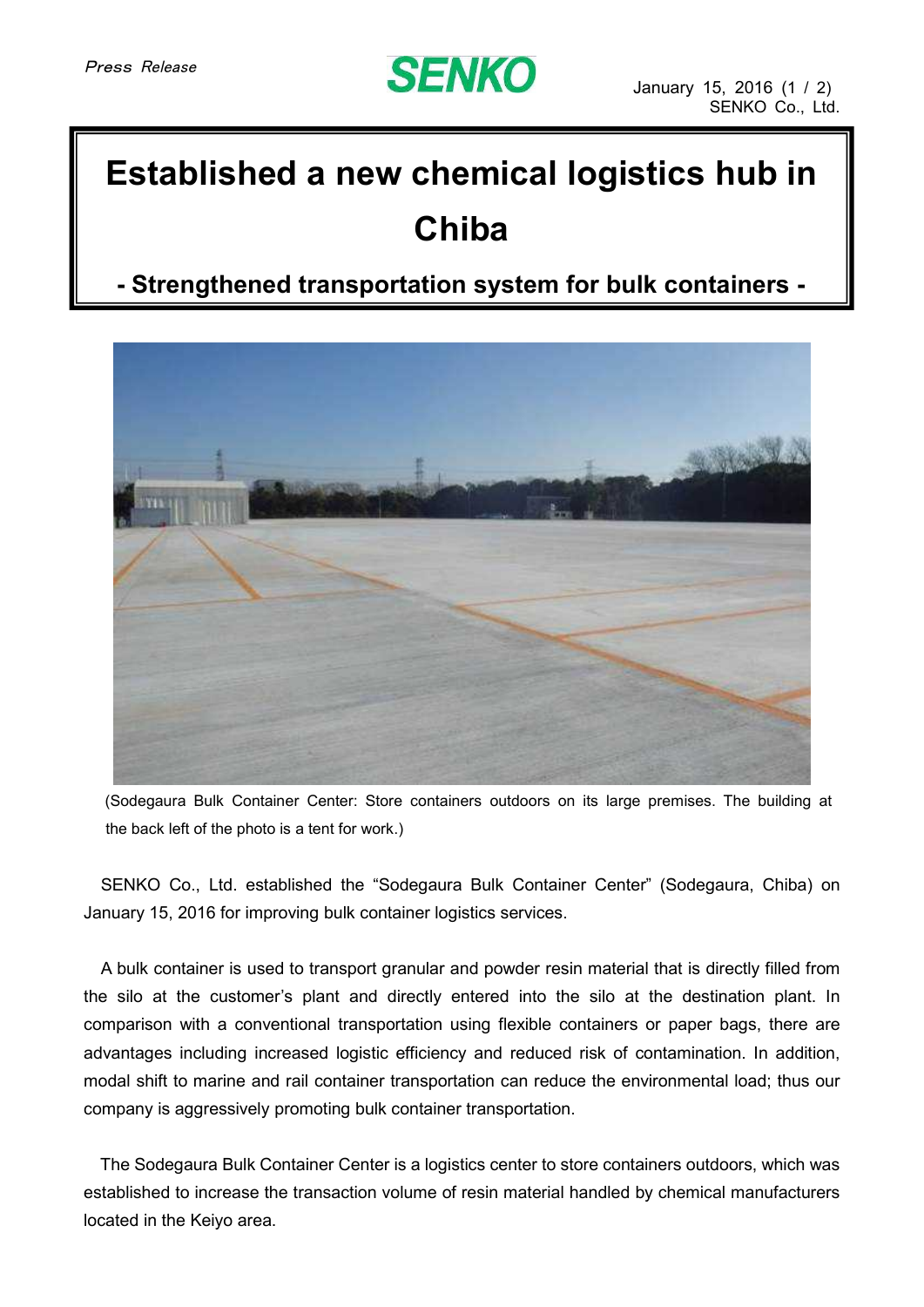*Press Release*

**SENKO**

January 15, 2016
SENKO Co., Ltd.

# Established a new chemical logistics hub in Chiba

## - Strengthened transportation system for bulk containers -

(Sodegaura Bulk Container Center: Store containers outdoors on its large premises. The building at the back left of the photo is a tent for work.)

SENKO Co., Ltd. established the "Sodegaura Bulk Container Center" (Sodegaura, Chiba) on January 15, 2016 for improving bulk container logistics services.

A bulk container is used to transport granular and powder resin material that is directly filled from the silo at the customer's plant and directly entered into the silo at the destination plant. In comparison with a conventional transportation using flexible containers or paper bags, there are advantages including increased logistic efficiency and reduced risk of contamination. In addition, modal shift to marine and rail container transportation can reduce the environmental load; thus our company is aggressively promoting bulk container transportation.

The Sodegaura Bulk Container Center is a logistics center to store containers outdoors, which was established to increase the transaction volume of resin material handled by chemical manufacturers located in the Keiyo area.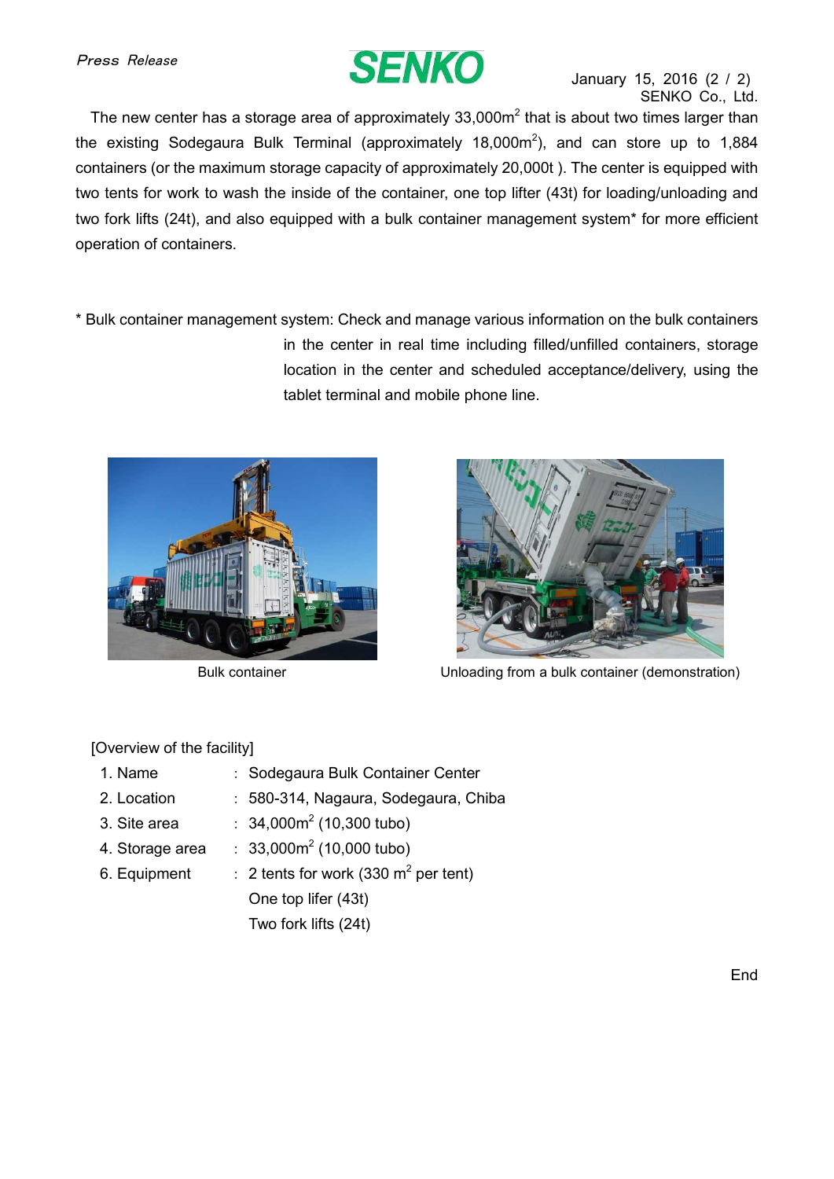The new center has a storage area of approximately 33,000m$^2$ that is about two times larger than the existing Sodegaura Bulk Terminal (approximately 18,000m$^2$), and can store up to 1,884 containers (or the maximum storage capacity of approximately 20,000t ). The center is equipped with two tents for work to wash the inside of the container, one top lifter (43t) for loading/unloading and two fork lifts (24t), and also equipped with a bulk container management system* for more efficient operation of containers.

* Bulk container management system: Check and manage various information on the bulk containers in the center in real time including filled/unfilled containers, storage location in the center and scheduled acceptance/delivery, using the tablet terminal and mobile phone line.

Bulk container

Unloading from a bulk container (demonstration)

[Overview of the facility]

1. Name : Sodegaura Bulk Container Center
2. Location : 580-314, Nagaura, Sodegaura, Chiba
3. Site area : 34,000m$^2$ (10,300 tubo)
4. Storage area : 33,000m$^2$ (10,000 tubo)
6. Equipment : 2 tents for work (330 m$^2$ per tent)
   One top lifer (43t)
   Two fork lifts (24t)

End